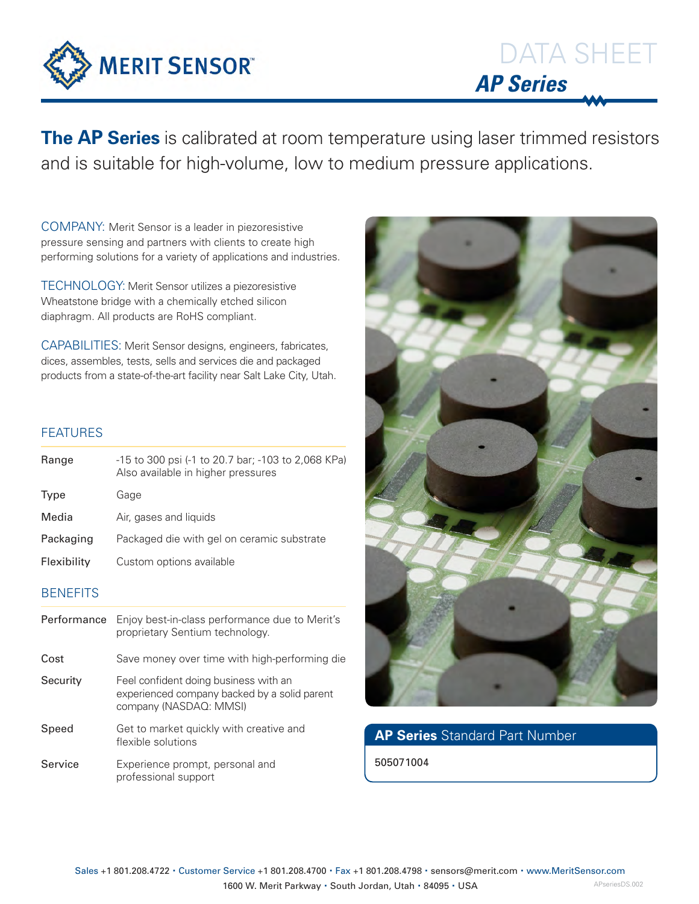# MERIT SENSOR

# DATA SHEET

## *AP Series*

**The AP Series** is calibrated at room temperature using laser trimmed resistors and is suitable for high-volume, low to medium pressure applications.

COMPANY: Merit Sensor is a leader in piezoresistive pressure sensing and partners with clients to create high performing solutions for a variety of applications and industries.

TECHNOLOGY: Merit Sensor utilizes a piezoresistive Wheatstone bridge with a chemically etched silicon diaphragm. All products are RoHS compliant.

CAPABILITIES: Merit Sensor designs, engineers, fabricates, dices, assembles, tests, sells and services die and packaged products from a state-of-the-art facility near Salt Lake City, Utah.

## FEATURES

| | |
|---|---|
| Range | -15 to 300 psi (-1 to 20.7 bar; -103 to 2,068 KPa) Also available in higher pressures |
| Type | Gage |
| Media | Air, gases and liquids |
| Packaging | Packaged die with gel on ceramic substrate |
| Flexibility | Custom options available |

## BENEFITS

| | |
|---|---|
| Performance | Enjoy best-in-class performance due to Merit's proprietary Sentium technology. |
| Cost | Save money over time with high-performing die |
| Security | Feel confident doing business with an experienced company backed by a solid parent company (NASDAQ: MMSI) |
| Speed | Get to market quickly with creative and flexible solutions |
| Service | Experience prompt, personal and professional support |

## **AP Series** Standard Part Number

505071004

Sales +1 801.208.4722 • Customer Service +1 801.208.4700 • Fax +1 801.208.4798 • sensors@merit.com • www.MeritSensor.com
1600 W. Merit Parkway • South Jordan, Utah • 84095 • USA

APseriesDS.002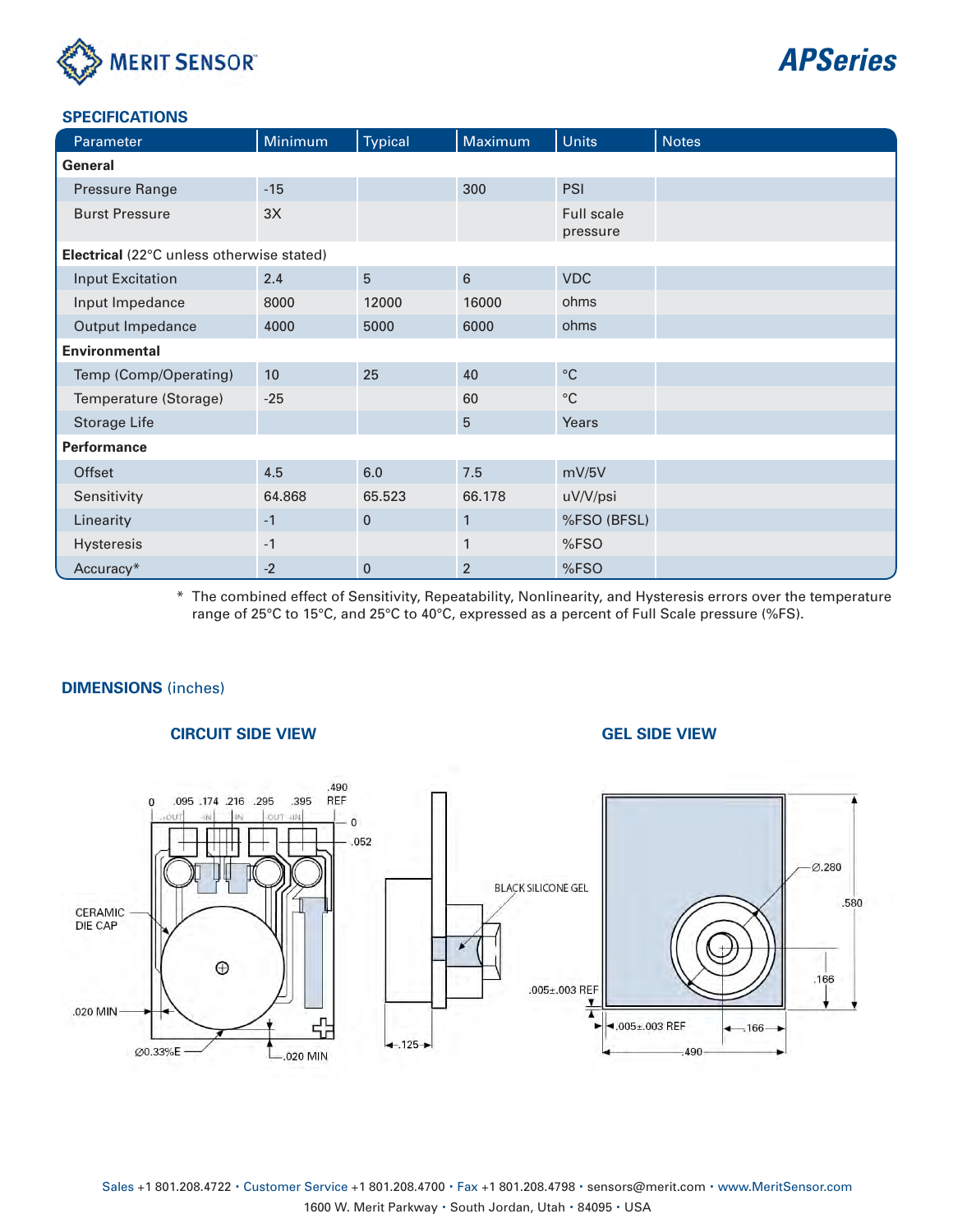# APSeries

## SPECIFICATIONS

| Parameter | Minimum | Typical | Maximum | Units | Notes |
|---|---|---|---|---|---|
| **General** | | | | | |
| Pressure Range | -15 | | 300 | PSI | |
| Burst Pressure | 3X | | | Full scale pressure | |
| **Electrical** (22°C unless otherwise stated) | | | | | |
| Input Excitation | 2.4 | 5 | 6 | VDC | |
| Input Impedance | 8000 | 12000 | 16000 | ohms | |
| Output Impedance | 4000 | 5000 | 6000 | ohms | |
| **Environmental** | | | | | |
| Temp (Comp/Operating) | 10 | 25 | 40 | °C | |
| Temperature (Storage) | -25 | | 60 | °C | |
| Storage Life | | | 5 | Years | |
| **Performance** | | | | | |
| Offset | 4.5 | 6.0 | 7.5 | mV/5V | |
| Sensitivity | 64.868 | 65.523 | 66.178 | uV/V/psi | |
| Linearity | -1 | 0 | 1 | %FSO (BFSL) | |
| Hysteresis | -1 | | 1 | %FSO | |
| Accuracy* | -2 | 0 | 2 | %FSO | |

\* The combined effect of Sensitivity, Repeatability, Nonlinearity, and Hysteresis errors over the temperature range of 25°C to 15°C, and 25°C to 40°C, expressed as a percent of Full Scale pressure (%FS).

## DIMENSIONS (inches)

### CIRCUIT SIDE VIEW

0 .095 .174 .216 .295 .395 .490 REF

-OUT -IN IN OUT +IN

0

.052

CERAMIC DIE CAP

.020 MIN

Ø0.33%E

.020 MIN

BLACK SILICONE GEL

.125

### GEL SIDE VIEW

Ø.280

.580

.166

.005±.003 REF

.005±.003 REF

.166

.490